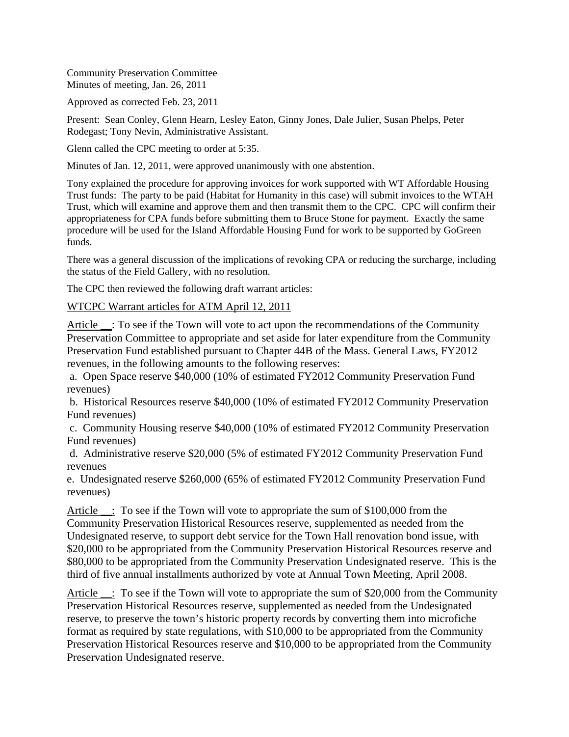Community Preservation Committee
Minutes of meeting, Jan. 26, 2011

Approved as corrected Feb. 23, 2011

Present: Sean Conley, Glenn Hearn, Lesley Eaton, Ginny Jones, Dale Julier, Susan Phelps, Peter Rodegast; Tony Nevin, Administrative Assistant.

Glenn called the CPC meeting to order at 5:35.

Minutes of Jan. 12, 2011, were approved unanimously with one abstention.

Tony explained the procedure for approving invoices for work supported with WT Affordable Housing Trust funds: The party to be paid (Habitat for Humanity in this case) will submit invoices to the WTAH Trust, which will examine and approve them and then transmit them to the CPC. CPC will confirm their appropriateness for CPA funds before submitting them to Bruce Stone for payment. Exactly the same procedure will be used for the Island Affordable Housing Fund for work to be supported by GoGreen funds.

There was a general discussion of the implications of revoking CPA or reducing the surcharge, including the status of the Field Gallery, with no resolution.

The CPC then reviewed the following draft warrant articles:

WTCPC Warrant articles for ATM April 12, 2011

Article __: To see if the Town will vote to act upon the recommendations of the Community Preservation Committee to appropriate and set aside for later expenditure from the Community Preservation Fund established pursuant to Chapter 44B of the Mass. General Laws, FY2012 revenues, in the following amounts to the following reserves:

a. Open Space reserve $40,000 (10% of estimated FY2012 Community Preservation Fund revenues)
b. Historical Resources reserve $40,000 (10% of estimated FY2012 Community Preservation Fund revenues)
c. Community Housing reserve $40,000 (10% of estimated FY2012 Community Preservation Fund revenues)
d. Administrative reserve $20,000 (5% of estimated FY2012 Community Preservation Fund revenues
e. Undesignated reserve $260,000 (65% of estimated FY2012 Community Preservation Fund revenues)

Article __: To see if the Town will vote to appropriate the sum of $100,000 from the Community Preservation Historical Resources reserve, supplemented as needed from the Undesignated reserve, to support debt service for the Town Hall renovation bond issue, with $20,000 to be appropriated from the Community Preservation Historical Resources reserve and $80,000 to be appropriated from the Community Preservation Undesignated reserve. This is the third of five annual installments authorized by vote at Annual Town Meeting, April 2008.

Article __: To see if the Town will vote to appropriate the sum of $20,000 from the Community Preservation Historical Resources reserve, supplemented as needed from the Undesignated reserve, to preserve the town's historic property records by converting them into microfiche format as required by state regulations, with $10,000 to be appropriated from the Community Preservation Historical Resources reserve and $10,000 to be appropriated from the Community Preservation Undesignated reserve.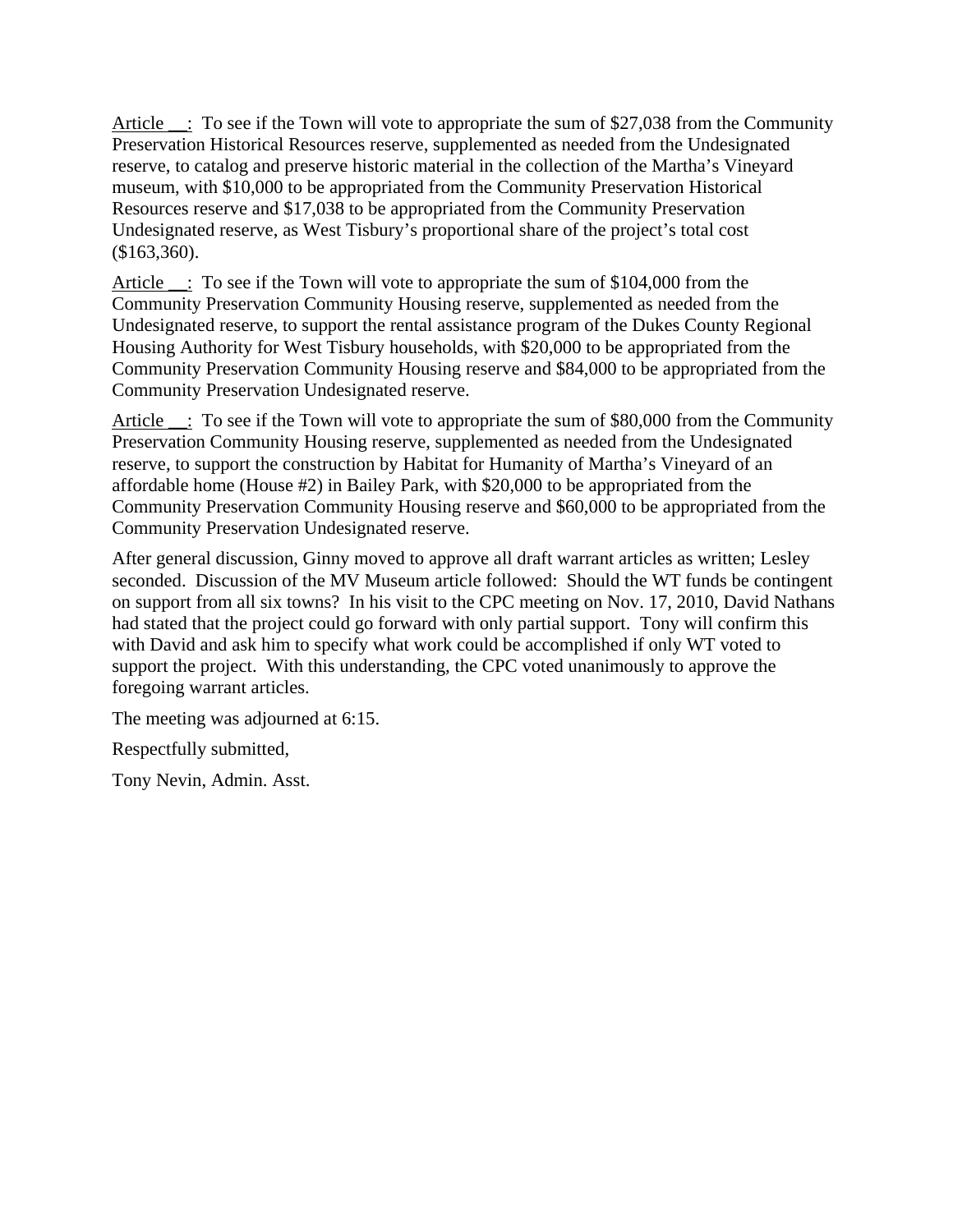Article __: To see if the Town will vote to appropriate the sum of $27,038 from the Community Preservation Historical Resources reserve, supplemented as needed from the Undesignated reserve, to catalog and preserve historic material in the collection of the Martha's Vineyard museum, with $10,000 to be appropriated from the Community Preservation Historical Resources reserve and $17,038 to be appropriated from the Community Preservation Undesignated reserve, as West Tisbury's proportional share of the project's total cost ($163,360).

Article __: To see if the Town will vote to appropriate the sum of $104,000 from the Community Preservation Community Housing reserve, supplemented as needed from the Undesignated reserve, to support the rental assistance program of the Dukes County Regional Housing Authority for West Tisbury households, with $20,000 to be appropriated from the Community Preservation Community Housing reserve and $84,000 to be appropriated from the Community Preservation Undesignated reserve.

Article __: To see if the Town will vote to appropriate the sum of $80,000 from the Community Preservation Community Housing reserve, supplemented as needed from the Undesignated reserve, to support the construction by Habitat for Humanity of Martha's Vineyard of an affordable home (House #2) in Bailey Park, with $20,000 to be appropriated from the Community Preservation Community Housing reserve and $60,000 to be appropriated from the Community Preservation Undesignated reserve.

After general discussion, Ginny moved to approve all draft warrant articles as written; Lesley seconded. Discussion of the MV Museum article followed: Should the WT funds be contingent on support from all six towns? In his visit to the CPC meeting on Nov. 17, 2010, David Nathans had stated that the project could go forward with only partial support. Tony will confirm this with David and ask him to specify what work could be accomplished if only WT voted to support the project. With this understanding, the CPC voted unanimously to approve the foregoing warrant articles.

The meeting was adjourned at 6:15.

Respectfully submitted,

Tony Nevin, Admin. Asst.